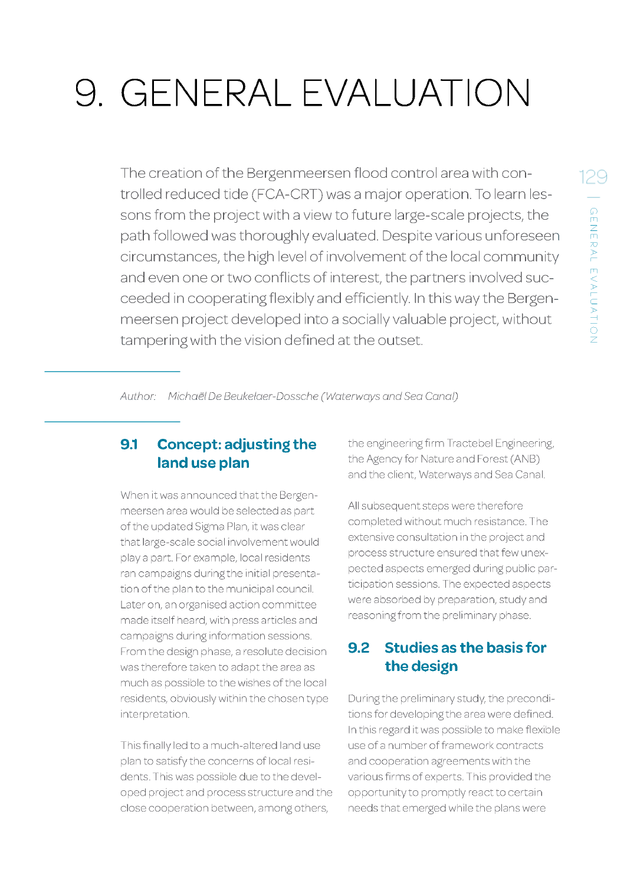# 9. GENERAL EVALUATION

The creation of the Bergenmeersen flood control area with controlled reduced tide (FCA-CRT) was a major operation. To learn lessons from the project with a view to future large-scale projects, the path followed was thoroughly evaluated. Despite various unforeseen circumstances, the high level of involvement of the local community and even one or two conflicts of interest, the partners involved succeeded in cooperating flexibly and efficiently. In this way the Bergenmeersen project developed into a socially valuable project, without tampering with the vision defined at the outset.

*Author: Michaël De Beukelaer-Dossche (Waterways and Sea Canal)*

## 9.1 Concept: adjusting the land use plan

When it was announced that the Bergenmeersen area would be selected as part of the updated Sigma Plan, it was clear that large-scale social involvement would play a part. For example, local residents ran campaigns during the initial presentation of the plan to the municipal council. Later on, an organised action committee made itself heard, with press articles and campaigns during information sessions. From the design phase, a resolute decision was therefore taken to adapt the area as much as possible to the wishes of the local residents, obviously within the chosen type interpretation.

This finally led to a much-altered land use plan to satisfy the concerns of local residents. This was possible due to the developed project and process structure and the close cooperation between, among others, the engineering firm Tractebel Engineering, the Agency for Nature and Forest (ANB) and the client, Waterways and Sea Canal.

All subsequent steps were therefore completed without much resistance. The extensive consultation in the project and process structure ensured that few unexpected aspects emerged during public participation sessions. The expected aspects were absorbed by preparation, study and reasoning from the preliminary phase.

## 9.2 Studies as the basis for the design

During the preliminary study, the preconditions for developing the area were defined. In this regard it was possible to make flexible use of a number of framework contracts and cooperation agreements with the various firms of experts. This provided the opportunity to promptly react to certain needs that emerged while the plans were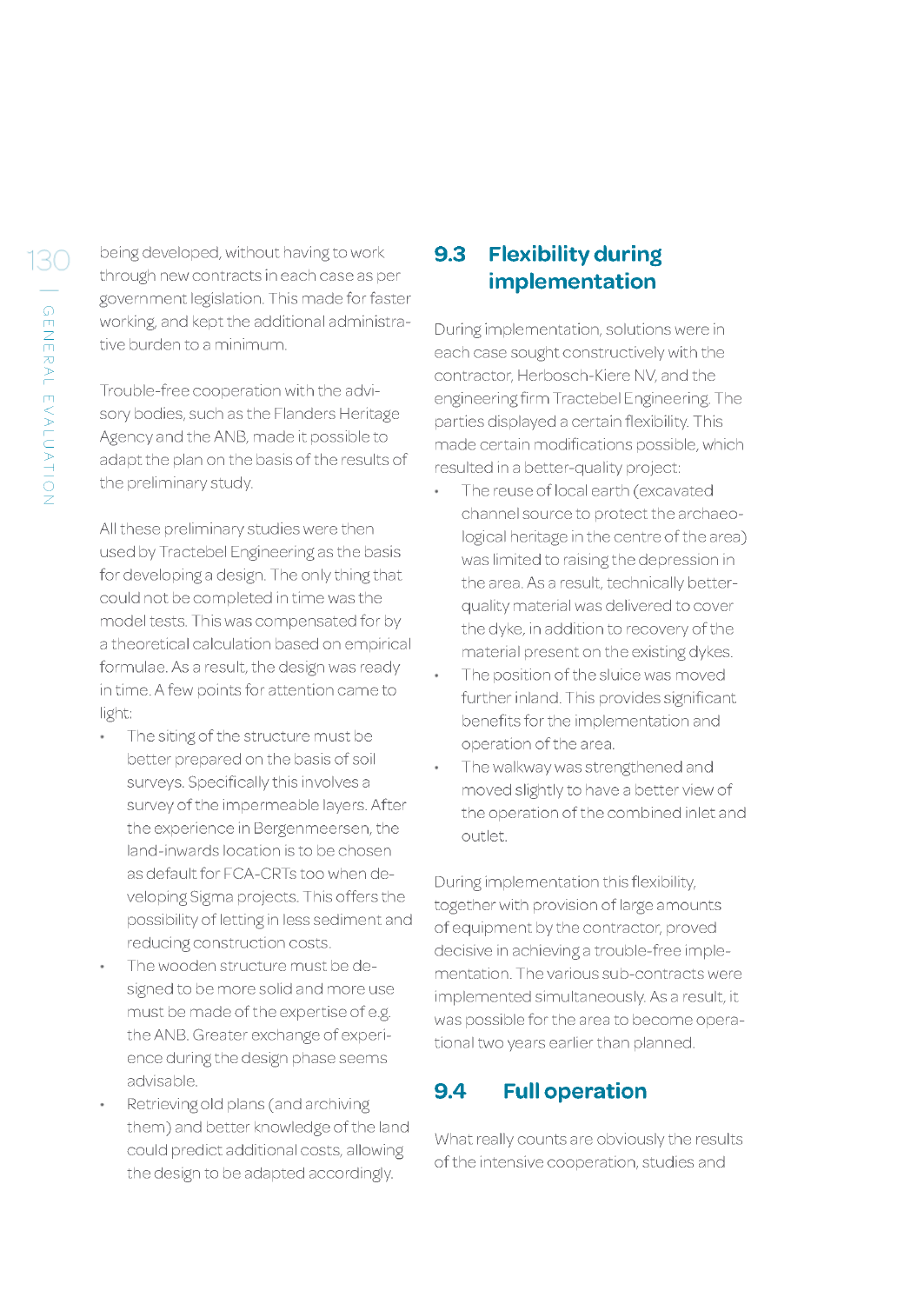being developed, without having to work through new contracts in each case as per government legislation. This made for faster working, and kept the additional administrative burden to a minimum.

Trouble-free cooperation with the advisory bodies, such as the Flanders Heritage Agency and the ANB, made it possible to adapt the plan on the basis of the results of the preliminary study.

All these preliminary studies were then used by Tractebel Engineering as the basis for developing a design. The only thing that could not be completed in time was the model tests. This was compensated for by a theoretical calculation based on empirical formulae. As a result, the design was ready in time. A few points for attention came to light:

- The siting of the structure must be better prepared on the basis of soil surveys. Specifically this involves a survey of the impermeable layers. After the experience in Bergenmeersen, the land-inwards location is to be chosen as default for FCA-CRTs too when developing Sigma projects. This offers the possibility of letting in less sediment and reducing construction costs.
- The wooden structure must be designed to be more solid and more use must be made of the expertise of e.g. the ANB. Greater exchange of experience during the design phase seems advisable.
- Retrieving old plans (and archiving them) and better knowledge of the land could predict additional costs, allowing the design to be adapted accordingly.

## 9.3 Flexibility during implementation

During implementation, solutions were in each case sought constructively with the contractor, Herbosch-Kiere NV, and the engineering firm Tractebel Engineering. The parties displayed a certain flexibility. This made certain modifications possible, which resulted in a better-quality project:

- The reuse of local earth (excavated channel source to protect the archaeological heritage in the centre of the area) was limited to raising the depression in the area. As a result, technically better-quality material was delivered to cover the dyke, in addition to recovery of the material present on the existing dykes.
- The position of the sluice was moved further inland. This provides significant benefits for the implementation and operation of the area.
- The walkway was strengthened and moved slightly to have a better view of the operation of the combined inlet and outlet.

During implementation this flexibility, together with provision of large amounts of equipment by the contractor, proved decisive in achieving a trouble-free implementation. The various sub-contracts were implemented simultaneously. As a result, it was possible for the area to become operational two years earlier than planned.

## 9.4 Full operation

What really counts are obviously the results of the intensive cooperation, studies and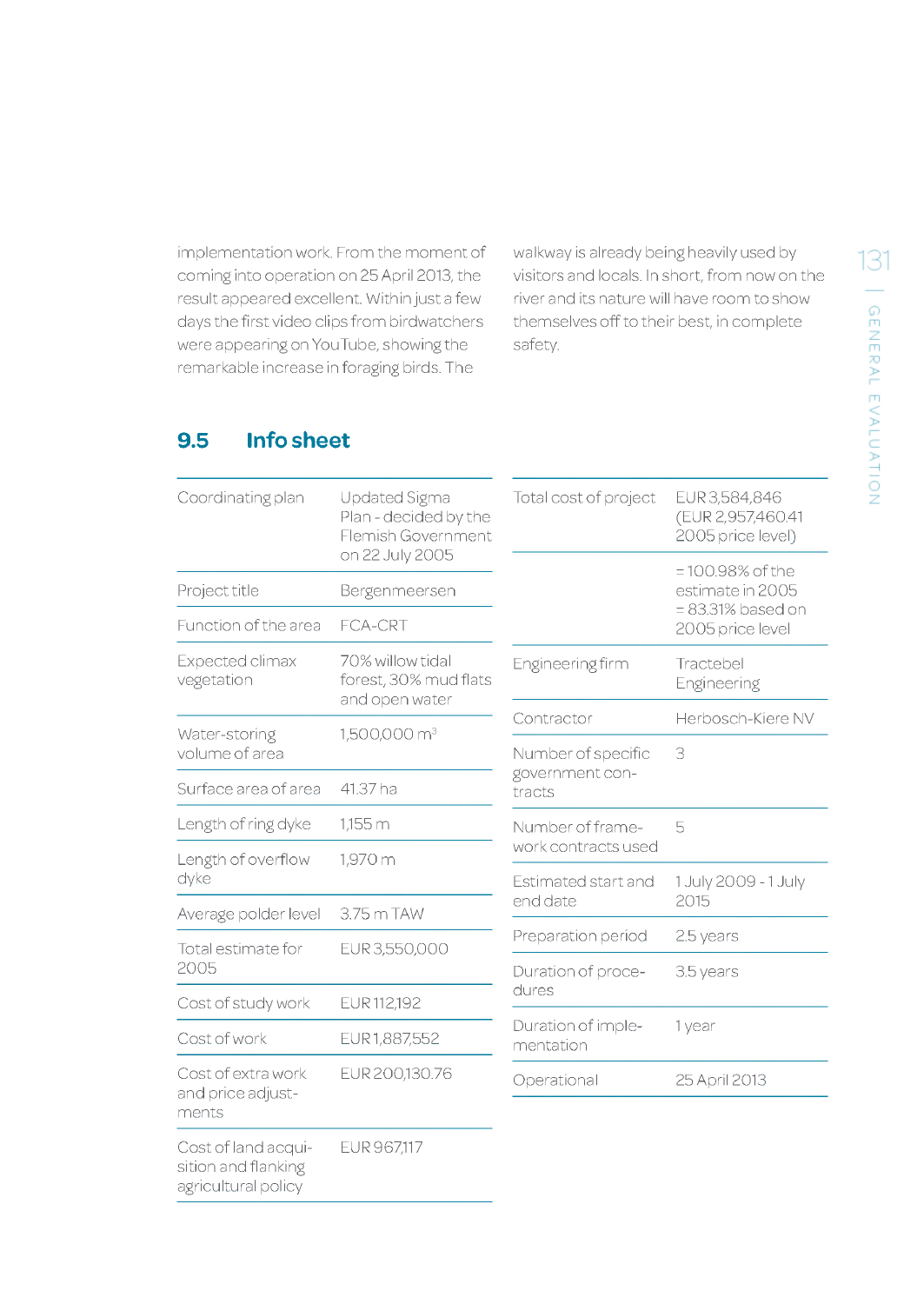implementation work. From the moment of coming into operation on 25 April 2013, the result appeared excellent. Within just a few days the first video clips from birdwatchers were appearing on YouTube, showing the remarkable increase in foraging birds. The walkway is already being heavily used by visitors and locals. In short, from now on the river and its nature will have room to show themselves off to their best, in complete safety.

## 9.5 Info sheet

| | |
|---|---|
| Coordinating plan | Updated Sigma Plan - decided by the Flemish Government on 22 July 2005 |
| Project title | Bergenmeersen |
| Function of the area | FCA-CRT |
| Expected climax vegetation | 70% willow tidal forest, 30% mud flats and open water |
| Water-storing volume of area | 1,500,000 m³ |
| Surface area of area | 41.37 ha |
| Length of ring dyke | 1,155 m |
| Length of overflow dyke | 1,970 m |
| Average polder level | 3.75 m TAW |
| Total estimate for 2005 | EUR 3,550,000 |
| Cost of study work | EUR 112,192 |
| Cost of work | EUR 1,887,552 |
| Cost of extra work and price adjustments | EUR 200,130.76 |
| Cost of land acquisition and flanking agricultural policy | EUR 967,117 |

| | |
|---|---|
| Total cost of project | EUR 3,584,846 (EUR 2,957,460.41 2005 price level) |
| | = 100.98% of the estimate in 2005 = 83.31% based on 2005 price level |
| Engineering firm | Tractebel Engineering |
| Contractor | Herbosch-Kiere NV |
| Number of specific government contracts | 3 |
| Number of framework contracts used | 5 |
| Estimated start and end date | 1 July 2009 - 1 July 2015 |
| Preparation period | 2.5 years |
| Duration of procedures | 3.5 years |
| Duration of implementation | 1 year |
| Operational | 25 April 2013 |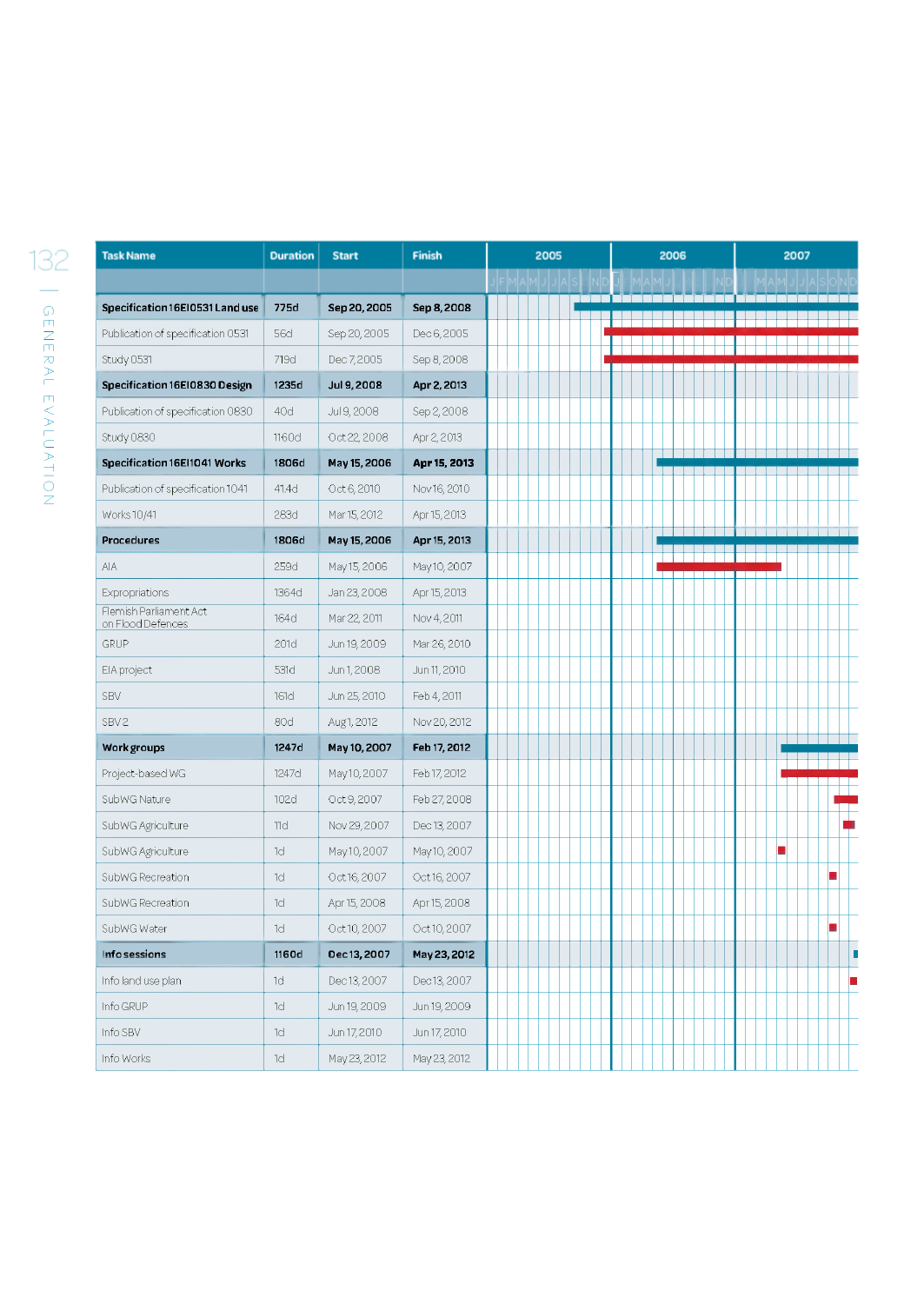| Task Name | Duration | Start | Finish | 2005 | 2006 | 2007 |
|---|---|---|---|---|---|---|
| **Specification 16EI0531 Land use** | **775d** | **Sep 20, 2005** | **Sep 8, 2008** | | | |
| Publication of specification 0531 | 56d | Sep 20, 2005 | Dec 6, 2005 | | | |
| Study 0531 | 719d | Dec 7, 2005 | Sep 8, 2008 | | | |
| **Specification 16EI0830 Design** | **1235d** | **Jul 9, 2008** | **Apr 2, 2013** | | | |
| Publication of specification 0830 | 40d | Jul 9, 2008 | Sep 2, 2008 | | | |
| Study 0830 | 1160d | Oct 22, 2008 | Apr 2, 2013 | | | |
| **Specification 16EI1041 Works** | **1806d** | **May 15, 2006** | **Apr 15, 2013** | | | |
| Publication of specification 1041 | 414d | Oct 6, 2010 | Nov 16, 2010 | | | |
| Works 10/41 | 283d | Mar 15, 2012 | Apr 15, 2013 | | | |
| **Procedures** | **1806d** | **May 15, 2006** | **Apr 15, 2013** | | | |
| AIA | 259d | May 15, 2006 | May 10, 2007 | | | |
| Expropriations | 1364d | Jan 23, 2008 | Apr 15, 2013 | | | |
| Flemish Parliament Act on Flood Defences | 164d | Mar 22, 2011 | Nov 4, 2011 | | | |
| GRUP | 201d | Jun 19, 2009 | Mar 26, 2010 | | | |
| EIA project | 531d | Jun 1, 2008 | Jun 11, 2010 | | | |
| SBV | 161d | Jun 25, 2010 | Feb 4, 2011 | | | |
| SBV 2 | 80d | Aug 1, 2012 | Nov 20, 2012 | | | |
| **Work groups** | **1247d** | **May 10, 2007** | **Feb 17, 2012** | | | |
| Project-based WG | 1247d | May 10, 2007 | Feb 17, 2012 | | | |
| SubWG Nature | 102d | Oct 9, 2007 | Feb 27, 2008 | | | |
| SubWG Agriculture | 11d | Nov 29, 2007 | Dec 13, 2007 | | | |
| SubWG Agriculture | 1d | May 10, 2007 | May 10, 2007 | | | |
| SubWG Recreation | 1d | Oct 16, 2007 | Oct 16, 2007 | | | |
| SubWG Recreation | 1d | Apr 15, 2008 | Apr 15, 2008 | | | |
| SubWG Water | 1d | Oct 10, 2007 | Oct 10, 2007 | | | |
| **Info sessions** | **1160d** | **Dec 13, 2007** | **May 23, 2012** | | | |
| Info land use plan | 1d | Dec 13, 2007 | Dec 13, 2007 | | | |
| Info GRUP | 1d | Jun 19, 2009 | Jun 19, 2009 | | | |
| Info SBV | 1d | Jun 17, 2010 | Jun 17, 2010 | | | |
| Info Works | 1d | May 23, 2012 | May 23, 2012 | | | |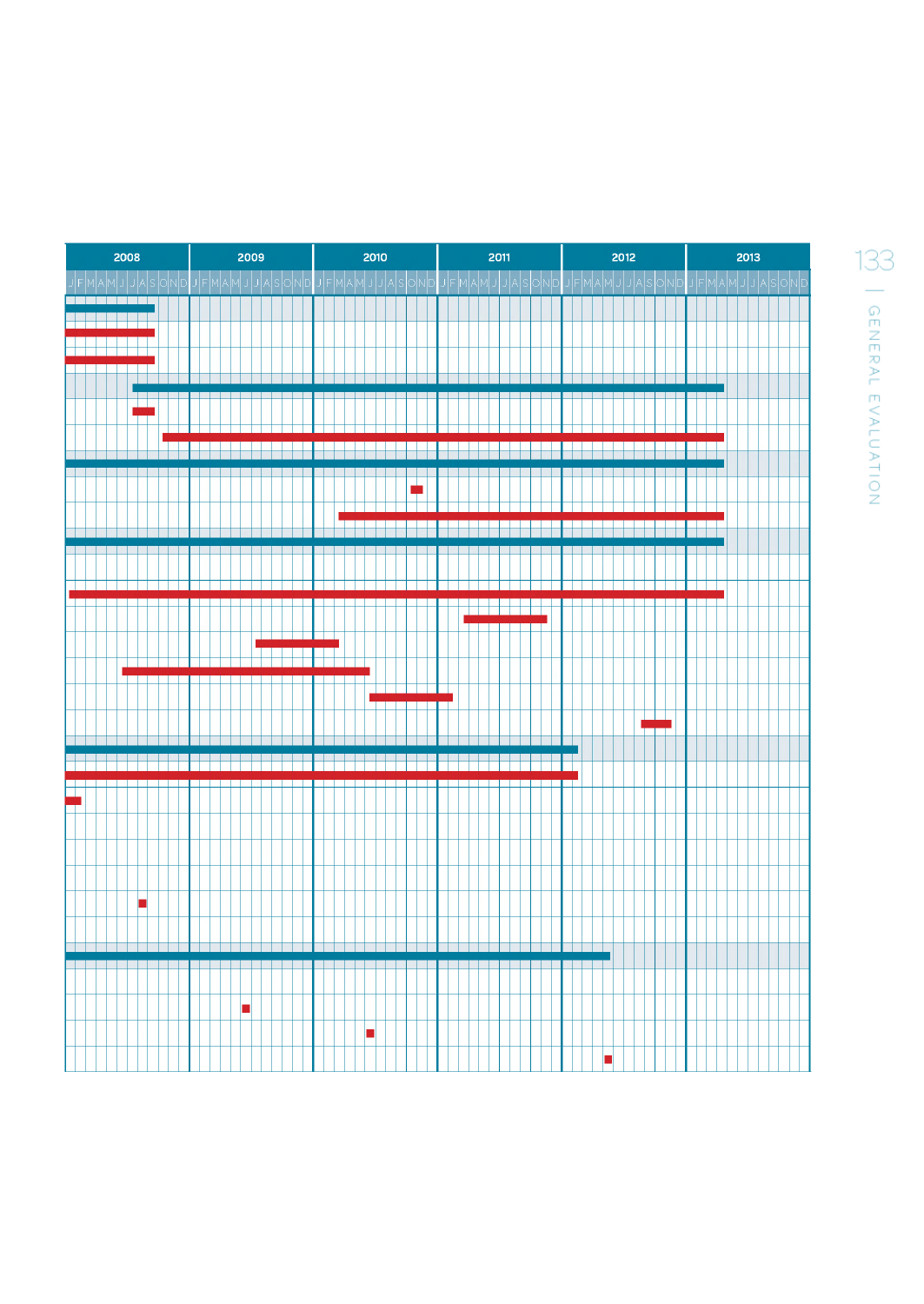2008
2009
2010
2011
2012
2013

J F M A M J J A S O N D J F M A M J J A S O N D J F M A M J J A S O N D J F M A M J J A S O N D J F M A M J J A S O N D J F M A M J J A S O N D

GENERAL EVALUATION